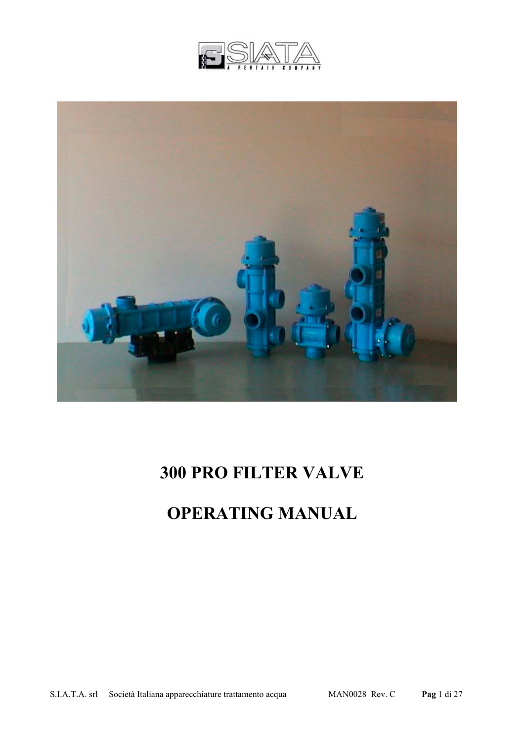# 300 PRO FILTER VALVE

# OPERATING MANUAL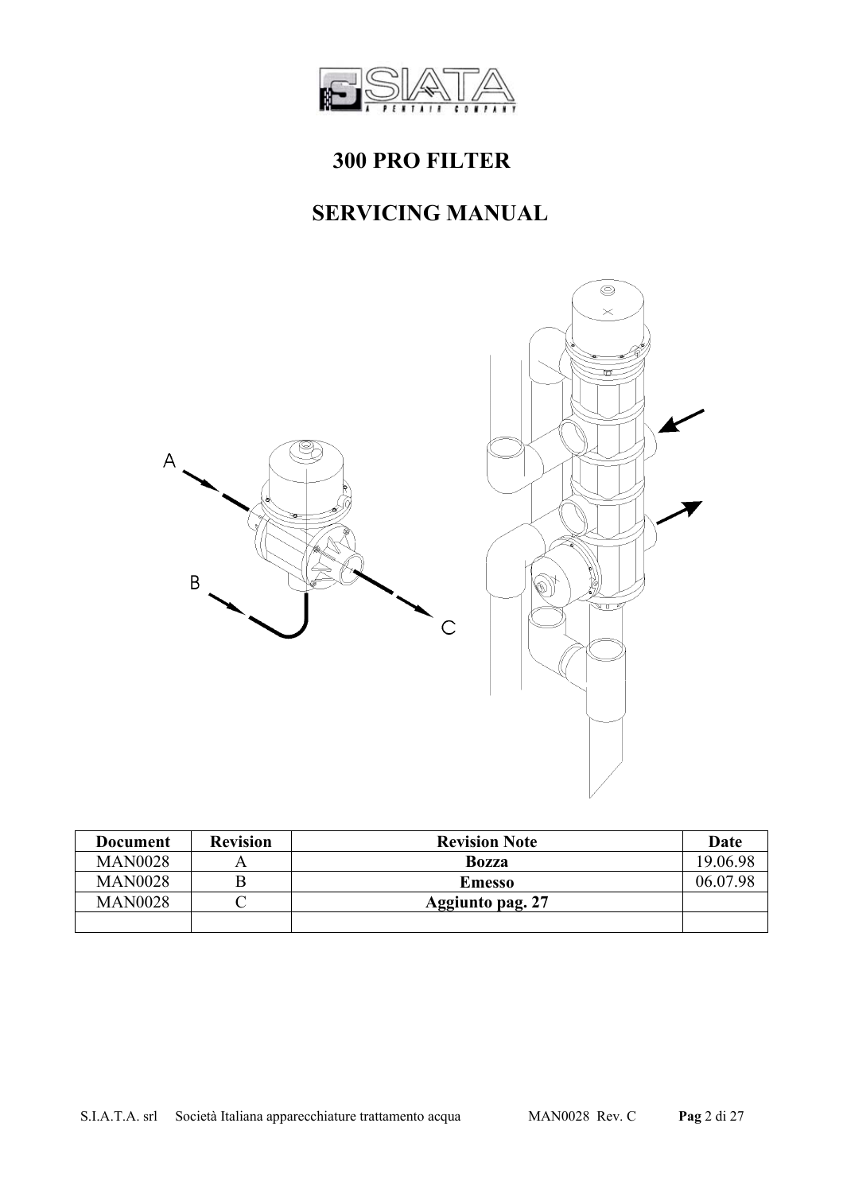# 300 PRO FILTER

## SERVICING MANUAL

| Document | Revision | Revision Note | Date |
|---|---|---|---|
| MAN0028 | A | **Bozza** | 19.06.98 |
| MAN0028 | B | **Emesso** | 06.07.98 |
| MAN0028 | C | **Aggiunto pag. 27** | |
| | | | |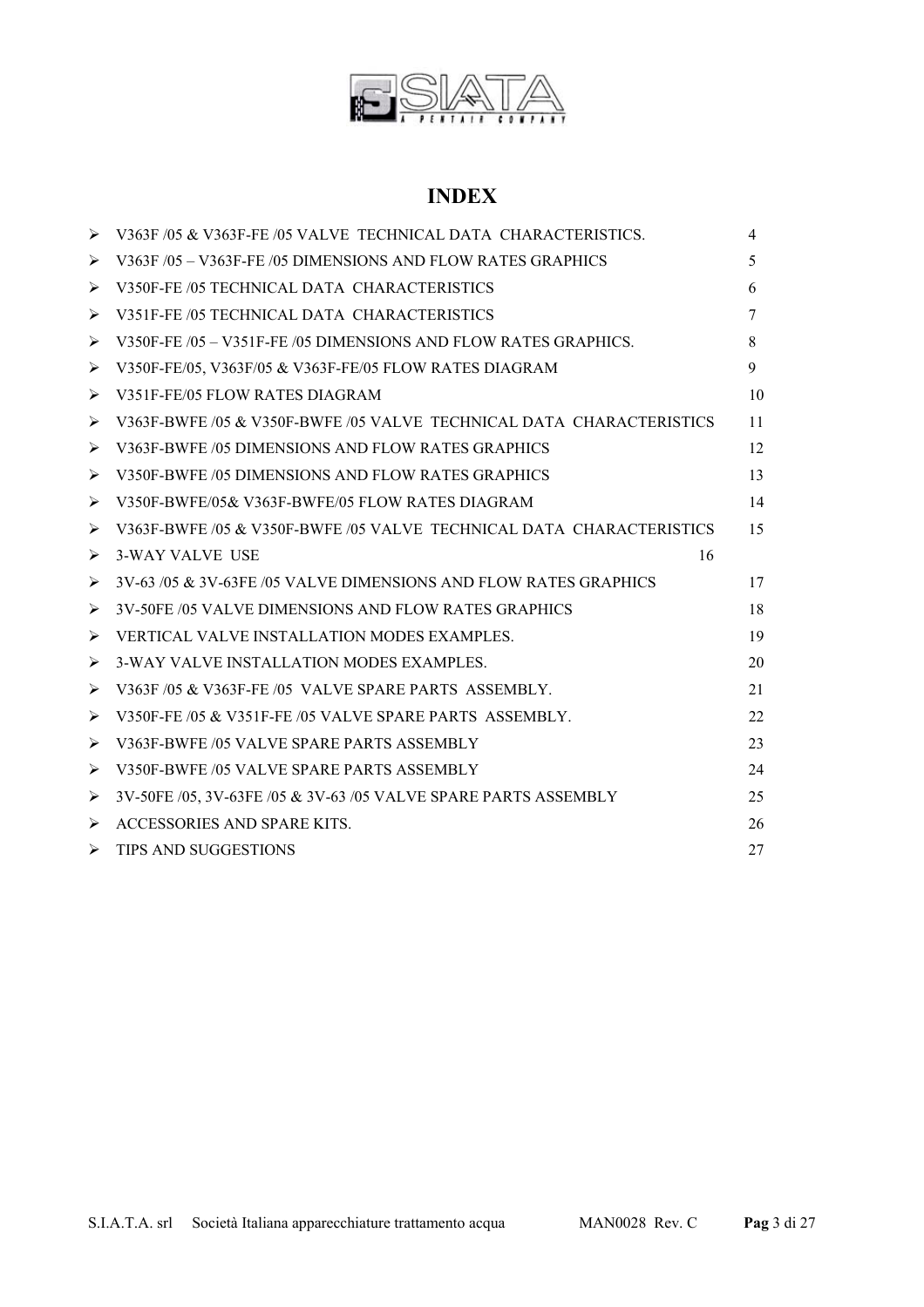# INDEX

| | |
|---|---|
| ➢ V363F /05 & V363F-FE /05 VALVE TECHNICAL DATA CHARACTERISTICS. | 4 |
| ➢ V363F /05 – V363F-FE /05 DIMENSIONS AND FLOW RATES GRAPHICS | 5 |
| ➢ V350F-FE /05 TECHNICAL DATA CHARACTERISTICS | 6 |
| ➢ V351F-FE /05 TECHNICAL DATA CHARACTERISTICS | 7 |
| ➢ V350F-FE /05 – V351F-FE /05 DIMENSIONS AND FLOW RATES GRAPHICS. | 8 |
| ➢ V350F-FE/05, V363F/05 & V363F-FE/05 FLOW RATES DIAGRAM | 9 |
| ➢ V351F-FE/05 FLOW RATES DIAGRAM | 10 |
| ➢ V363F-BWFE /05 & V350F-BWFE /05 VALVE TECHNICAL DATA CHARACTERISTICS | 11 |
| ➢ V363F-BWFE /05 DIMENSIONS AND FLOW RATES GRAPHICS | 12 |
| ➢ V350F-BWFE /05 DIMENSIONS AND FLOW RATES GRAPHICS | 13 |
| ➢ V350F-BWFE/05& V363F-BWFE/05 FLOW RATES DIAGRAM | 14 |
| ➢ V363F-BWFE /05 & V350F-BWFE /05 VALVE TECHNICAL DATA CHARACTERISTICS | 15 |
| ➢ 3-WAY VALVE USE | 16 |
| ➢ 3V-63 /05 & 3V-63FE /05 VALVE DIMENSIONS AND FLOW RATES GRAPHICS | 17 |
| ➢ 3V-50FE /05 VALVE DIMENSIONS AND FLOW RATES GRAPHICS | 18 |
| ➢ VERTICAL VALVE INSTALLATION MODES EXAMPLES. | 19 |
| ➢ 3-WAY VALVE INSTALLATION MODES EXAMPLES. | 20 |
| ➢ V363F /05 & V363F-FE /05 VALVE SPARE PARTS ASSEMBLY. | 21 |
| ➢ V350F-FE /05 & V351F-FE /05 VALVE SPARE PARTS ASSEMBLY. | 22 |
| ➢ V363F-BWFE /05 VALVE SPARE PARTS ASSEMBLY | 23 |
| ➢ V350F-BWFE /05 VALVE SPARE PARTS ASSEMBLY | 24 |
| ➢ 3V-50FE /05, 3V-63FE /05 & 3V-63 /05 VALVE SPARE PARTS ASSEMBLY | 25 |
| ➢ ACCESSORIES AND SPARE KITS. | 26 |
| ➢ TIPS AND SUGGESTIONS | 27 |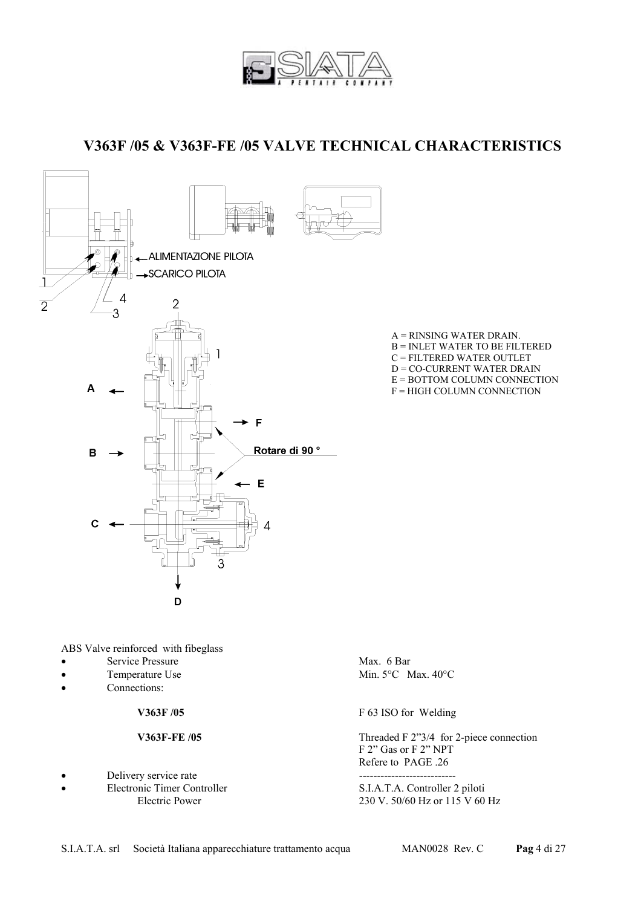# V363F /05 & V363F-FE /05 VALVE TECHNICAL CHARACTERISTICS

ALIMENTAZIONE PILOTA

SCARICO PILOTA

Rotare di 90 °

A = RINSING WATER DRAIN.
B = INLET WATER TO BE FILTERED
C = FILTERED WATER OUTLET
D = CO-CURRENT WATER DRAIN
E = BOTTOM COLUMN CONNECTION
F = HIGH COLUMN CONNECTION

ABS Valve reinforced with fibeglass

- Service Pressure — Max. 6 Bar
- Temperature Use — Min. 5°C Max. 40°C
- Connections:

  **V363F /05** — F 63 ISO for Welding

  **V363F-FE /05** — Threaded F 2"3/4 for 2-piece connection
  F 2" Gas or F 2" NPT
  Refere to PAGE .26

- Delivery service rate — --------------------------
- Electronic Timer Controller — S.I.A.T.A. Controller 2 piloti
  Electric Power — 230 V. 50/60 Hz or 115 V 60 Hz

S.I.A.T.A. srl Società Italiana apparecchiature trattamento acqua MAN0028 Rev. C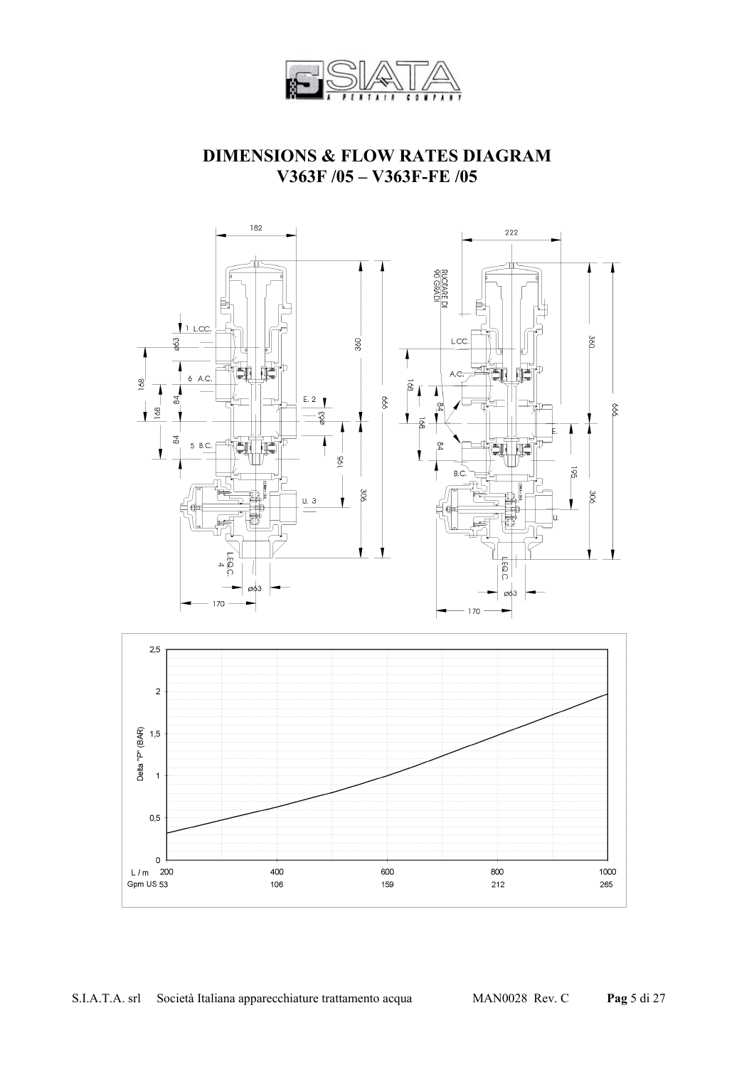# DIMENSIONS & FLOW RATES DIAGRAM
## V363F /05 – V363F-FE /05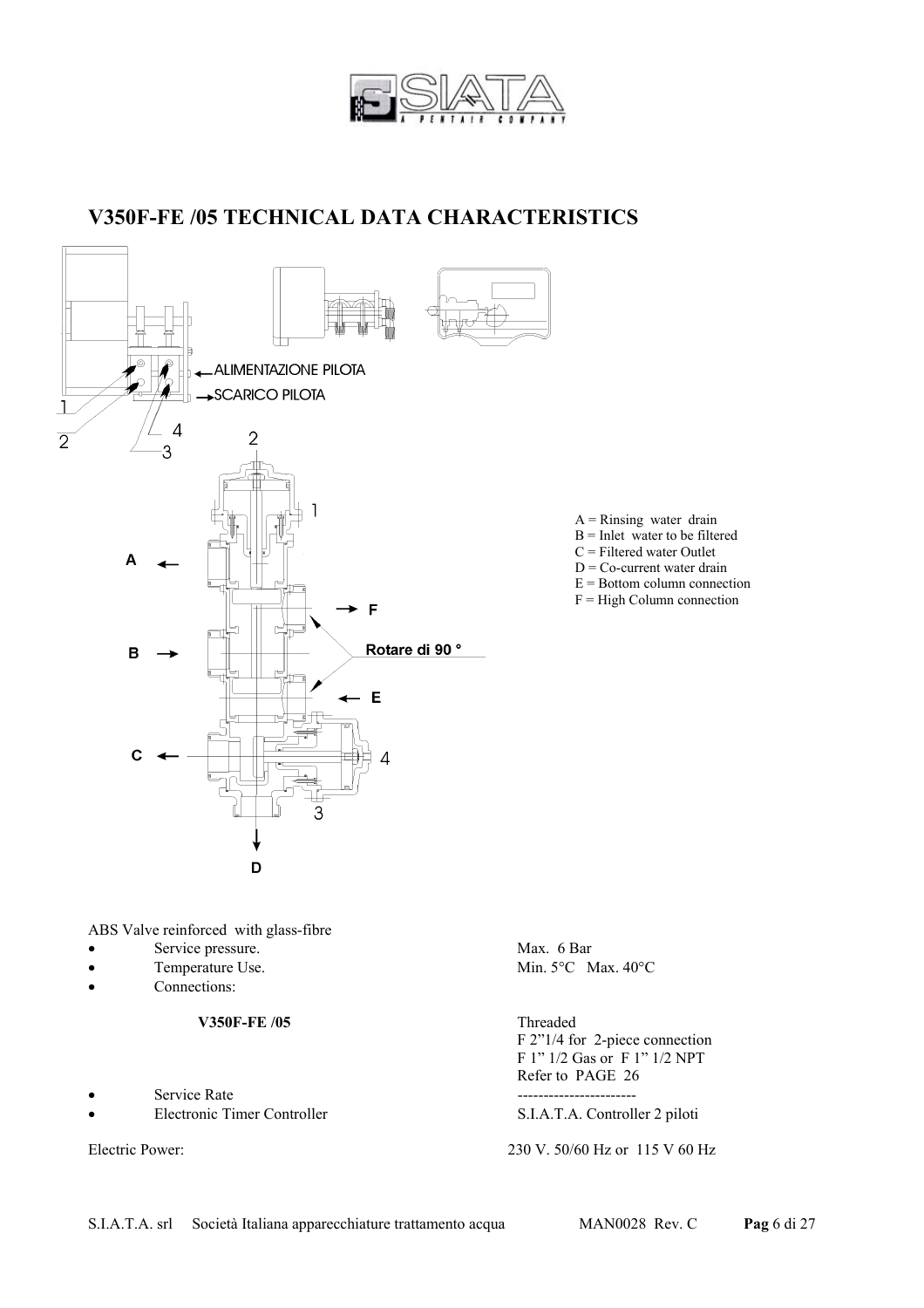# V350F-FE /05 TECHNICAL DATA CHARACTERISTICS

ALIMENTAZIONE PILOTA

SCARICO PILOTA

Rotare di 90 °

A = Rinsing water drain
B = Inlet water to be filtered
C = Filtered water Outlet
D = Co-current water drain
E = Bottom column connection
F = High Column connection

ABS Valve reinforced with glass-fibre

- Service pressure. — Max. 6 Bar
- Temperature Use. — Min. 5°C Max. 40°C
- Connections:

**V350F-FE /05** — Threaded
F 2"1/4 for 2-piece connection
F 1" 1/2 Gas or F 1" 1/2 NPT
Refer to PAGE 26

- Service Rate — ----------------------
- Electronic Timer Controller — S.I.A.T.A. Controller 2 piloti

Electric Power: 230 V. 50/60 Hz or 115 V 60 Hz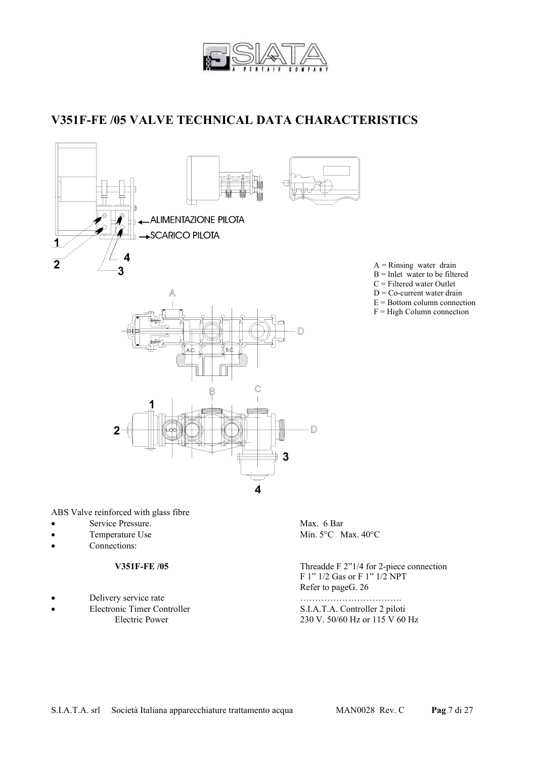# V351F-FE /05 VALVE TECHNICAL DATA CHARACTERISTICS

ALIMENTAZIONE PILOTA
SCARICO PILOTA

A = Rinsing water drain
B = Inlet water to be filtered
C = Filtered water Outlet
D = Co-current water drain
E = Bottom column connection
F = High Column connection

ABS Valve reinforced with glass fibre

- Service Pressure. Max. 6 Bar
- Temperature Use Min. 5°C Max. 40°C
- Connections:

| | |
|---|---|
| **V351F-FE /05** | Threadde F 2”1/4 for 2-piece connection<br>F 1” 1/2 Gas or F 1” 1/2 NPT<br>Refer to pageG. 26 |

- Delivery service rate …………………………….
- Electronic Timer Controller S.I.A.T.A. Controller 2 piloti
  Electric Power 230 V. 50/60 Hz or 115 V 60 Hz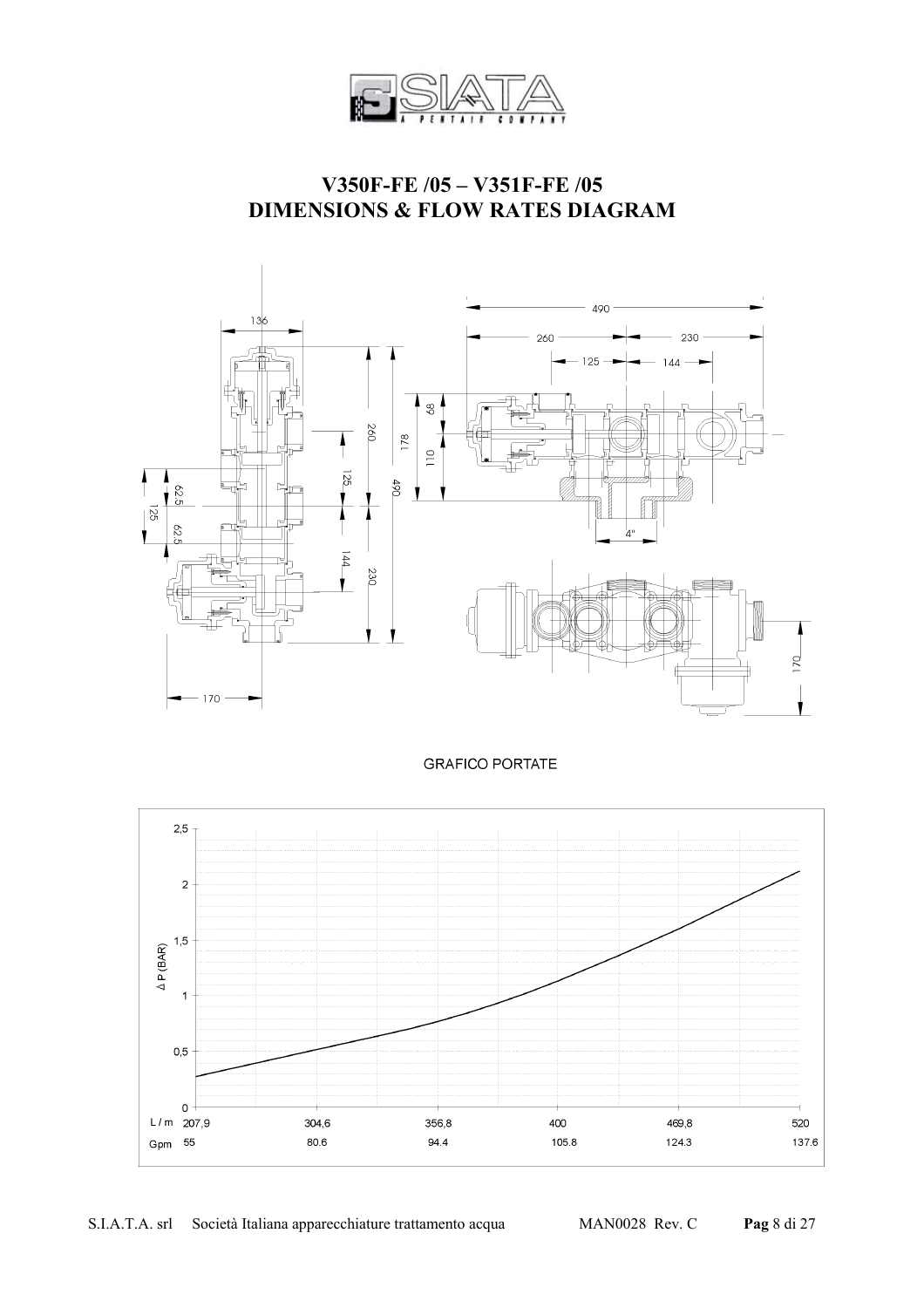# V350F-FE /05 – V351F-FE /05
# DIMENSIONS & FLOW RATES DIAGRAM

GRAFICO PORTATE

| L / m | 207,9 | 304,6 | 356,8 | 400 | 469,8 | 520 |
|---|---|---|---|---|---|---|
| Gpm | 55 | 80.6 | 94.4 | 105.8 | 124.3 | 137.6 |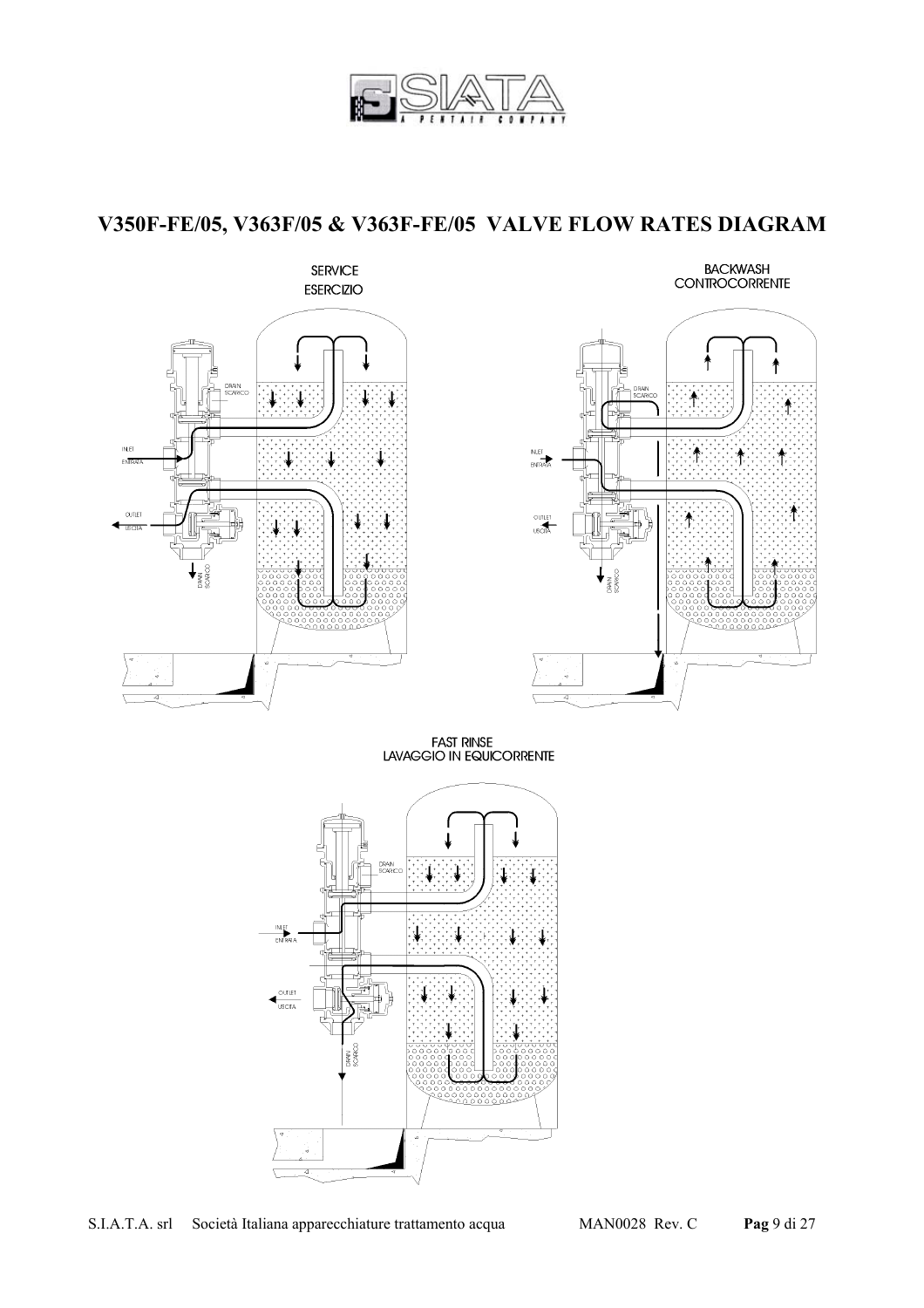# V350F-FE/05, V363F/05 & V363F-FE/05 VALVE FLOW RATES DIAGRAM

SERVICE
ESERCIZIO

DRAIN
SCARICO

INLET
ENTRATA

OUTLET
USCITA

DRAIN
SCARICO

BACKWASH
CONTROCORRENTE

DRAIN
SCARICO

INLET
ENTRATA

OUTLET
USCITA

DRAIN
SCARICO

FAST RINSE
LAVAGGIO IN EQUICORRENTE

DRAIN
SCARICO

INLET
ENTRATA

OUTLET
USCITA

DRAIN
SCARICO

S.I.A.T.A. srl Società Italiana apparecchiature trattamento acqua MAN0028 Rev. C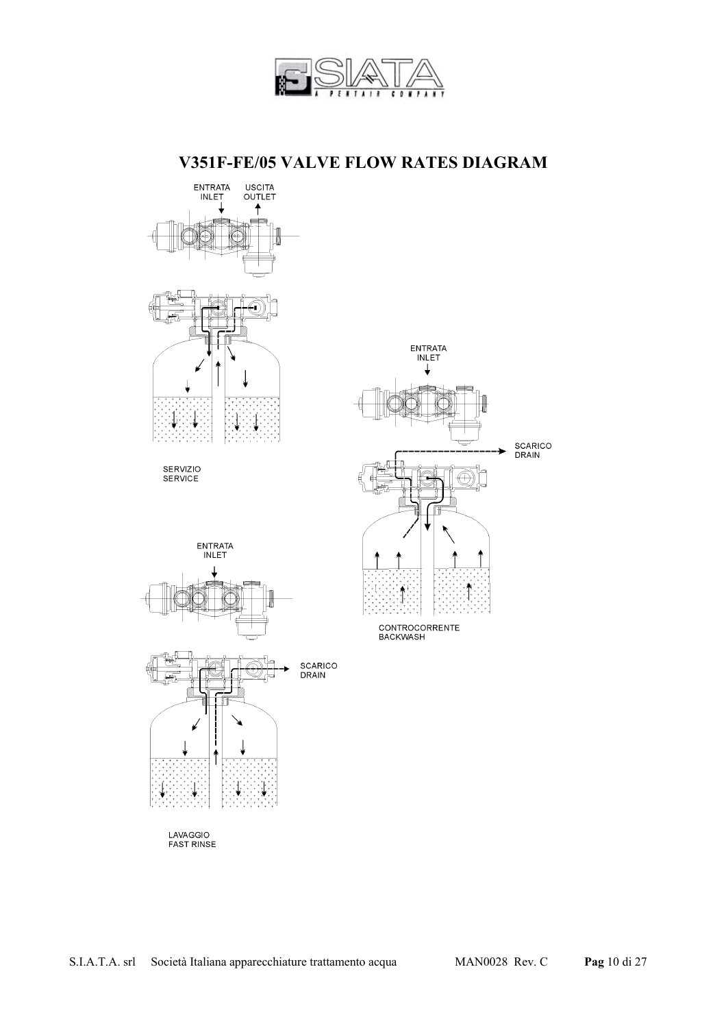# V351F-FE/05 VALVE FLOW RATES DIAGRAM

ENTRATA
INLET

USCITA
OUTLET

SERVIZIO
SERVICE

ENTRATA
INLET

SCARICO
DRAIN

CONTROCORRENTE
BACKWASH

ENTRATA
INLET

SCARICO
DRAIN

LAVAGGIO
FAST RINSE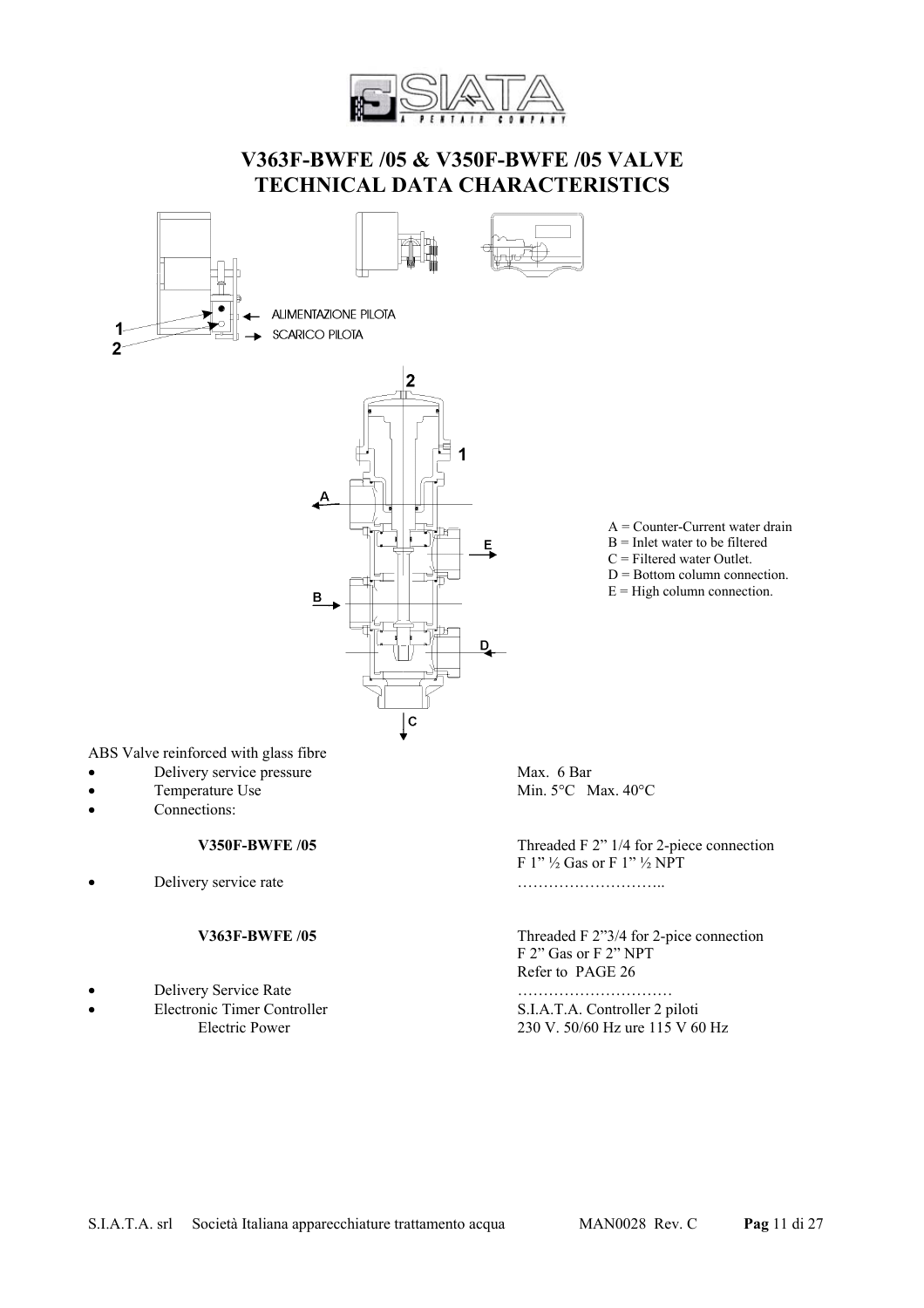# V363F-BWFE /05 & V350F-BWFE /05 VALVE TECHNICAL DATA CHARACTERISTICS

1 ALIMENTAZIONE PILOTA

2 SCARICO PILOTA

A = Counter-Current water drain
B = Inlet water to be filtered
C = Filtered water Outlet.
D = Bottom column connection.
E = High column connection.

ABS Valve reinforced with glass fibre

- Delivery service pressure — Max. 6 Bar
- Temperature Use — Min. 5°C Max. 40°C
- Connections:

**V350F-BWFE /05** — Threaded F 2" 1/4 for 2-piece connection F 1" ½ Gas or F 1" ½ NPT

- Delivery service rate — ………………………..

**V363F-BWFE /05** — Threaded F 2"3/4 for 2-pice connection F 2" Gas or F 2" NPT Refer to PAGE 26

- Delivery Service Rate — …………………………
- Electronic Timer Controller — S.I.A.T.A. Controller 2 piloti
  Electric Power — 230 V. 50/60 Hz ure 115 V 60 Hz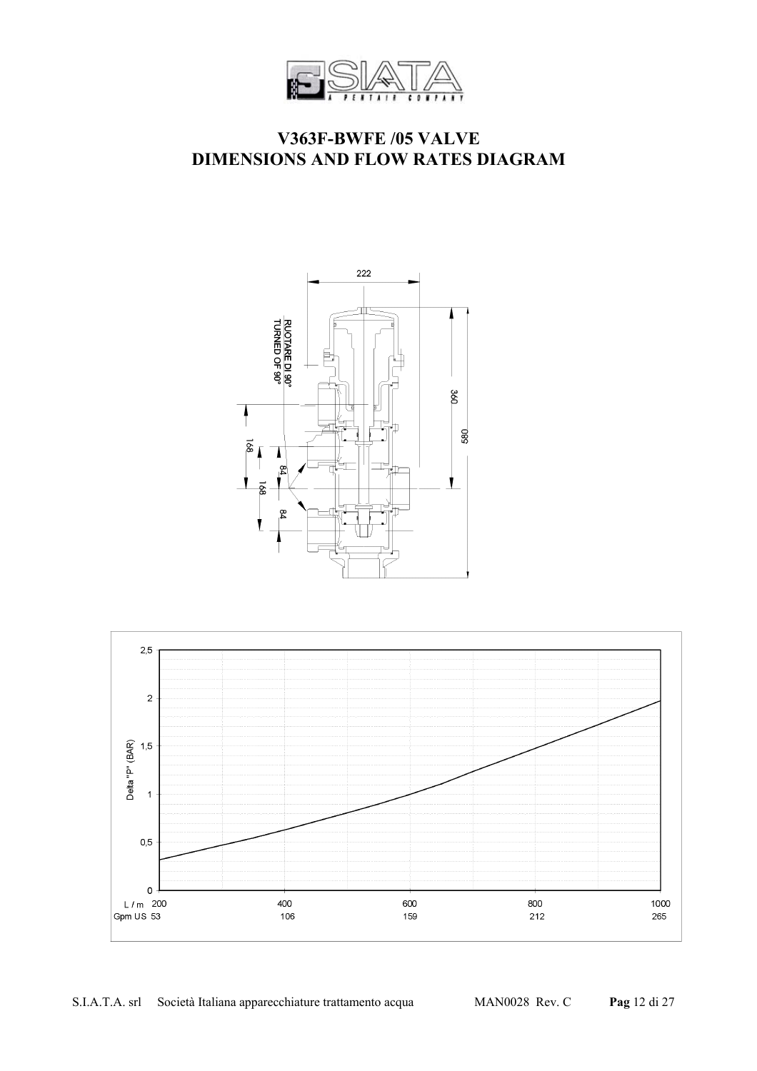# V363F-BWFE /05 VALVE
# DIMENSIONS AND FLOW RATES DIAGRAM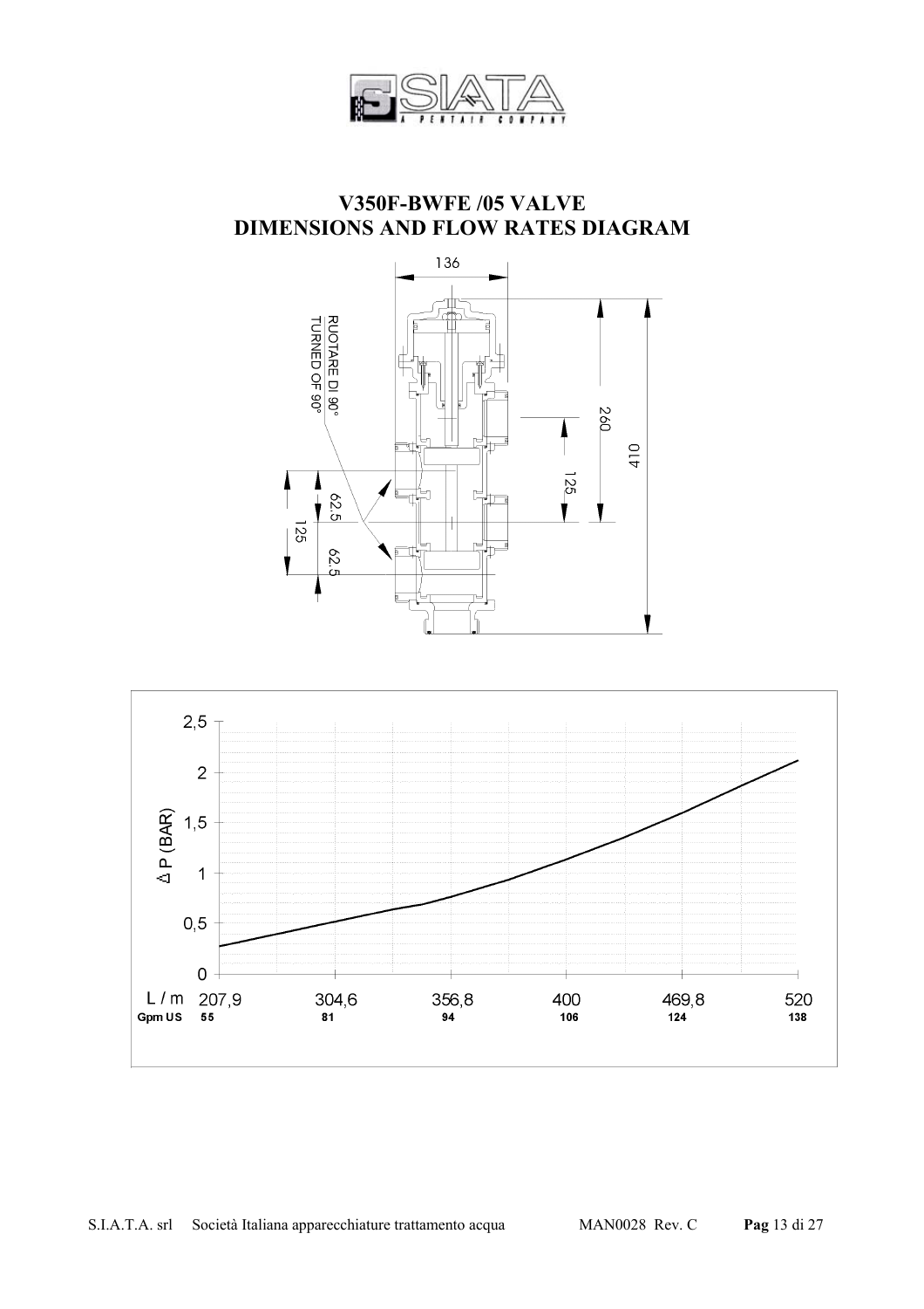# V350F-BWFE /05 VALVE
# DIMENSIONS AND FLOW RATES DIAGRAM

136

RUOTARE DI 90°
TURNED OF 90°

260

410

125

62,5

125

62,5

ΔP (BAR)

2,5
2
1,5
1
0,5
0

| L / m | 207,9 | 304,6 | 356,8 | 400 | 469,8 | 520 |
|---|---|---|---|---|---|---|
| Gpm US | 55 | 81 | 94 | 106 | 124 | 138 |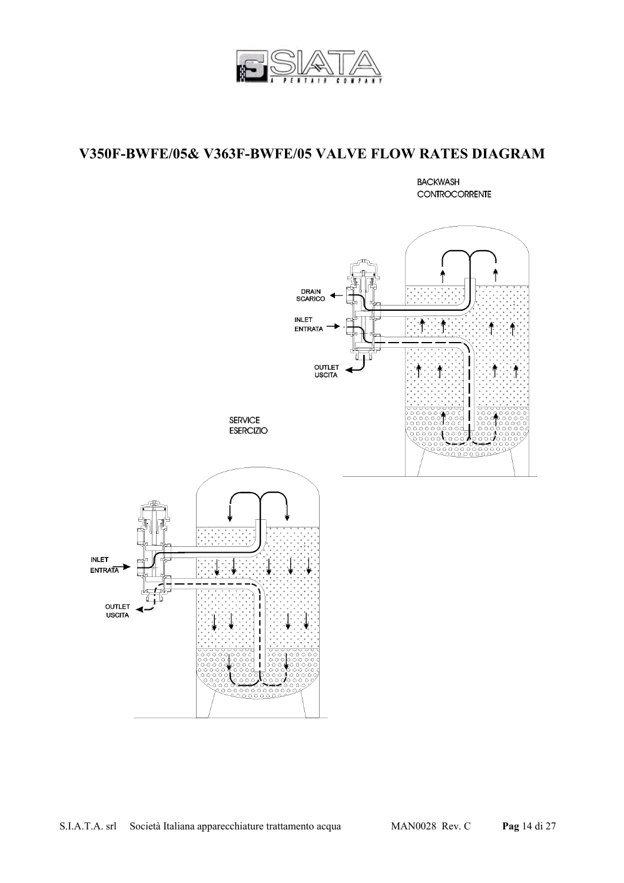## V350F-BWFE/05& V363F-BWFE/05 VALVE FLOW RATES DIAGRAM

BACKWASH
CONTROCORRENTE

DRAIN
SCARICO

INLET
ENTRATA

OUTLET
USCITA

SERVICE
ESERCIZIO

INLET
ENTRATA

OUTLET
USCITA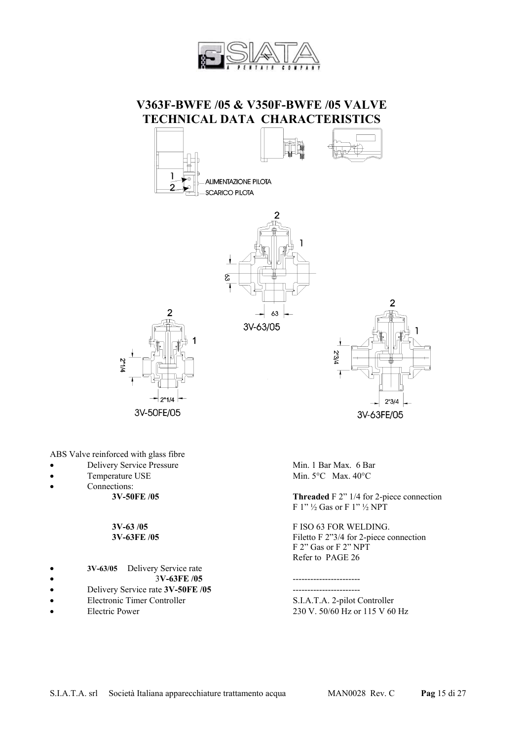# V363F-BWFE /05 & V350F-BWFE /05 VALVE TECHNICAL DATA CHARACTERISTICS

1 ALIMENTAZIONE PILOTA
2 SCARICO PILOTA

3V-63/05

3V-50FE/05

3V-63FE/05

ABS Valve reinforced with glass fibre

- Delivery Service Pressure — Min. 1 Bar Max. 6 Bar
- Temperature USE — Min. 5°C Max. 40°C
- Connections:
  - **3V-50FE /05** — **Threaded** F 2" 1/4 for 2-piece connection F 1" ½ Gas or F 1" ½ NPT
  - **3V-63 /05** — F ISO 63 FOR WELDING.
  - **3V-63FE /05** — Filetto F 2"3/4 for 2-piece connection F 2" Gas or F 2" NPT Refer to PAGE 26
- **3V-63/05** Delivery Service rate
- 3**V-63FE /05** — -----------------------
- Delivery Service rate **3V-50FE /05** — -----------------------
- Electronic Timer Controller — S.I.A.T.A. 2-pilot Controller
- Electric Power — 230 V. 50/60 Hz or 115 V 60 Hz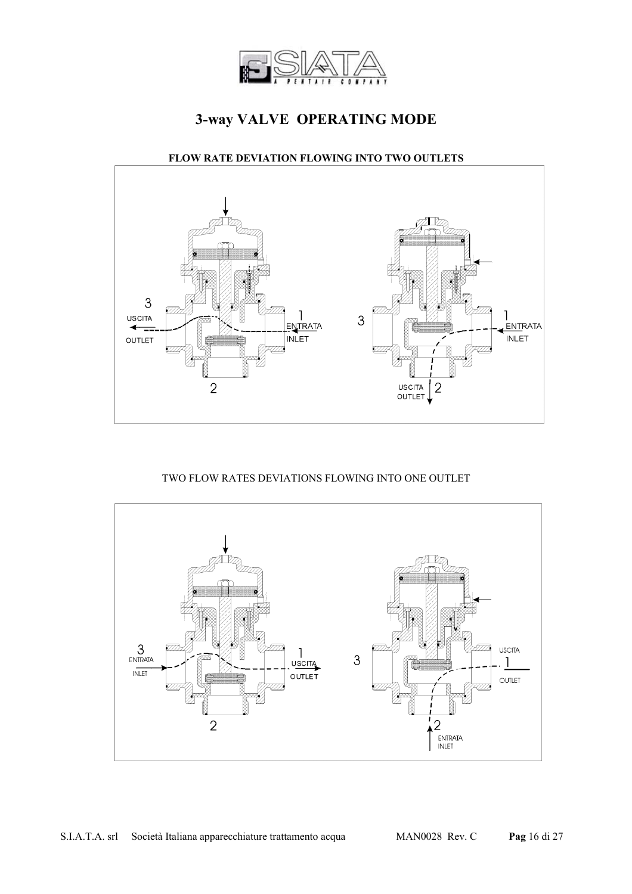# 3-way VALVE OPERATING MODE

**FLOW RATE DEVIATION FLOWING INTO TWO OUTLETS**

3 USCITA OUTLET — 1 ENTRATA INLET — 2

3 — 1 ENTRATA INLET — 2 USCITA OUTLET

TWO FLOW RATES DEVIATIONS FLOWING INTO ONE OUTLET

3 ENTRATA INLET — 1 USCITA OUTLET — 2

3 — USCITA 1 OUTLET — 2 ENTRATA INLET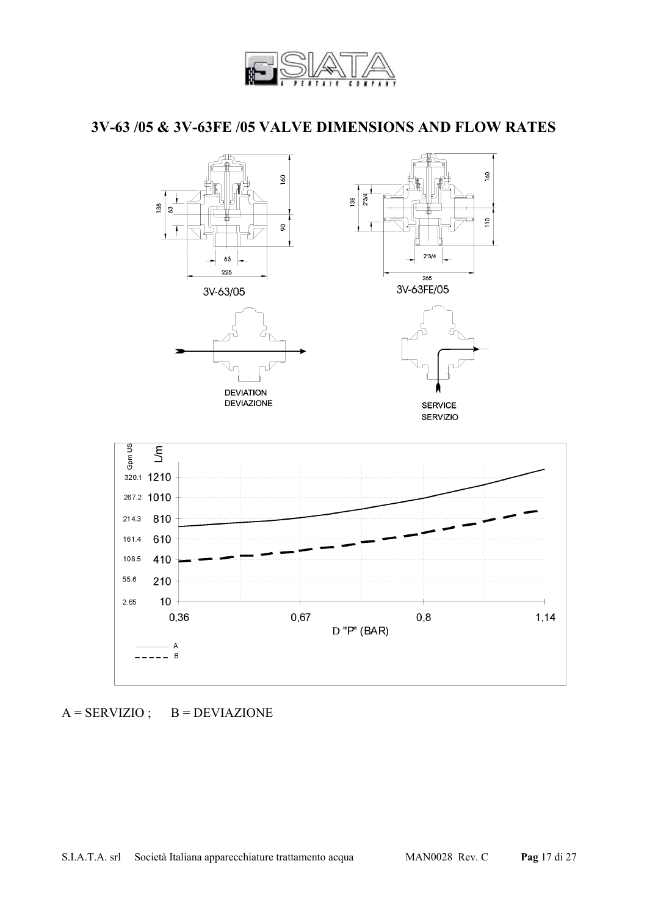## 3V-63 /05 & 3V-63FE /05 VALVE DIMENSIONS AND FLOW RATES

A = SERVIZIO ; B = DEVIAZIONE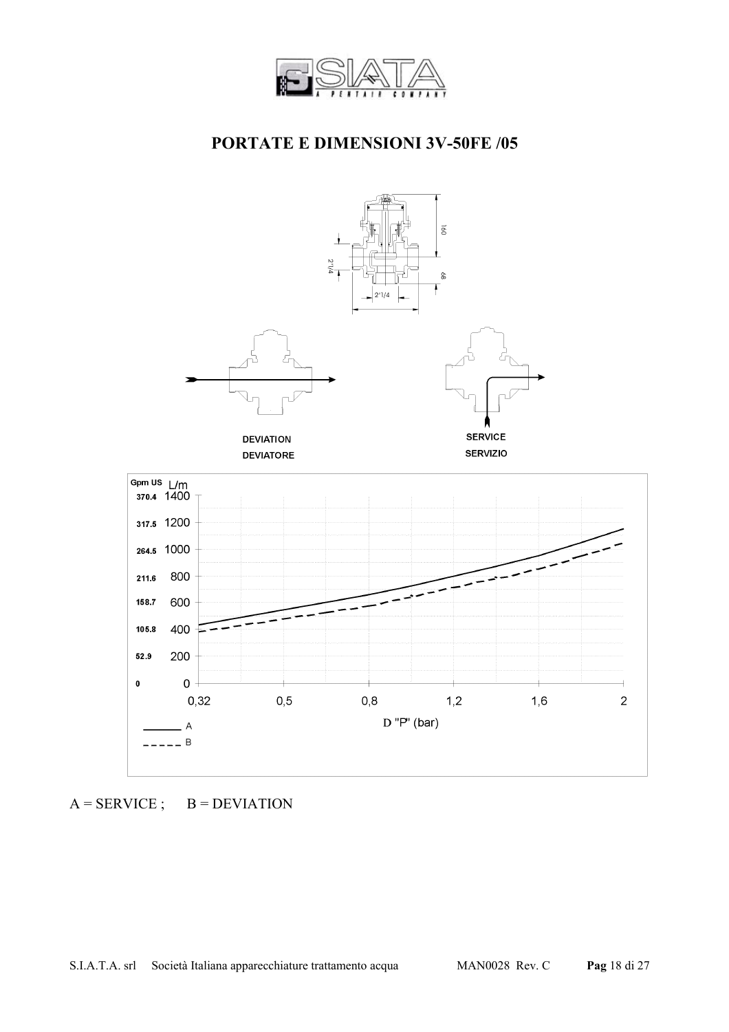# PORTATE E DIMENSIONI 3V-50FE /05

DEVIATION
DEVIATORE

SERVICE
SERVIZIO

A = SERVICE ;    B = DEVIATION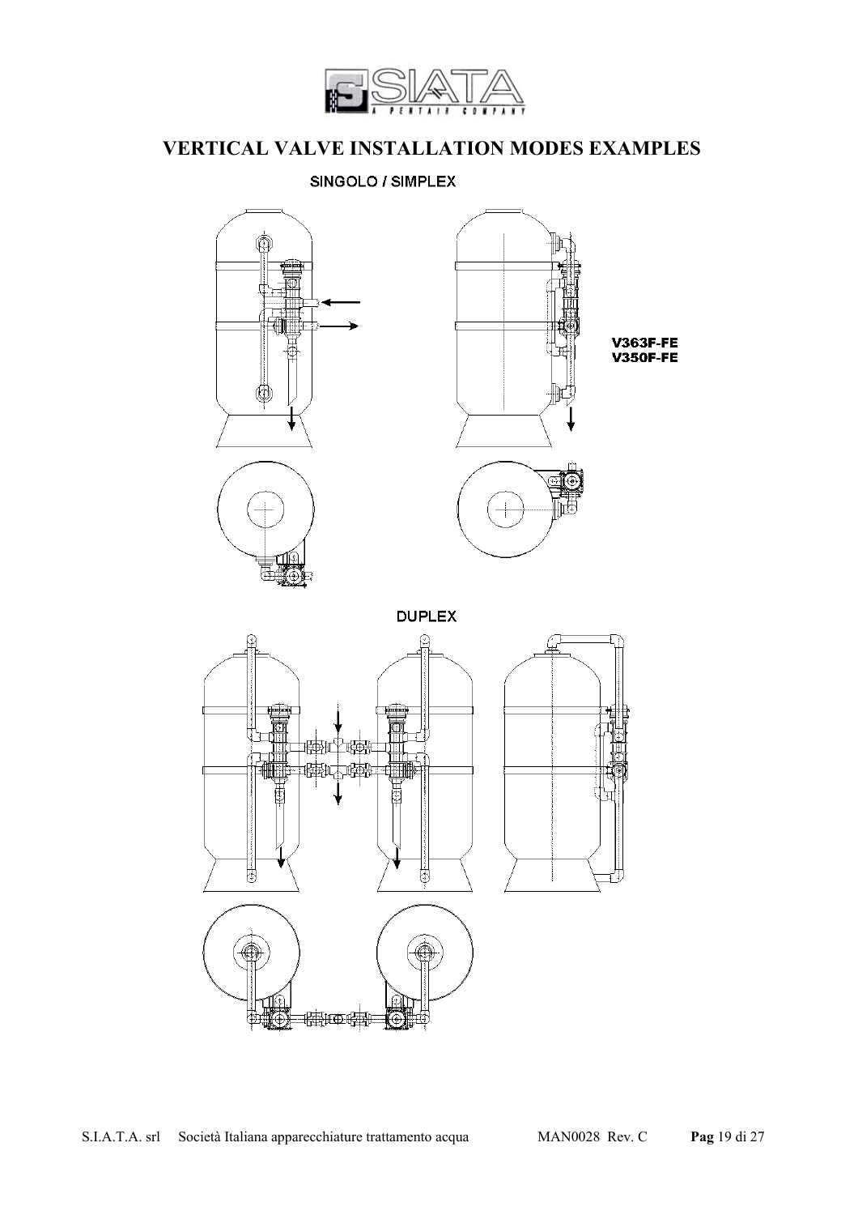# VERTICAL VALVE INSTALLATION MODES EXAMPLES

SINGOLO / SIMPLEX

V363F-FE
V350F-FE

DUPLEX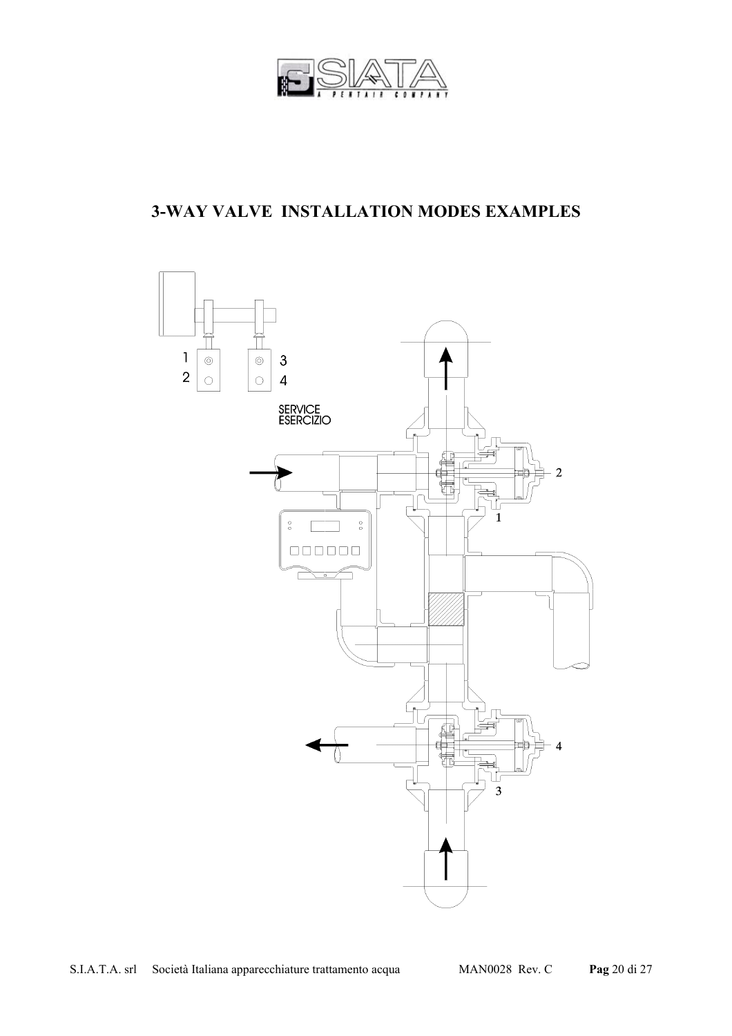## 3-WAY VALVE INSTALLATION MODES EXAMPLES

1
2

3
4

SERVICE
ESERCIZIO

2

1

4

3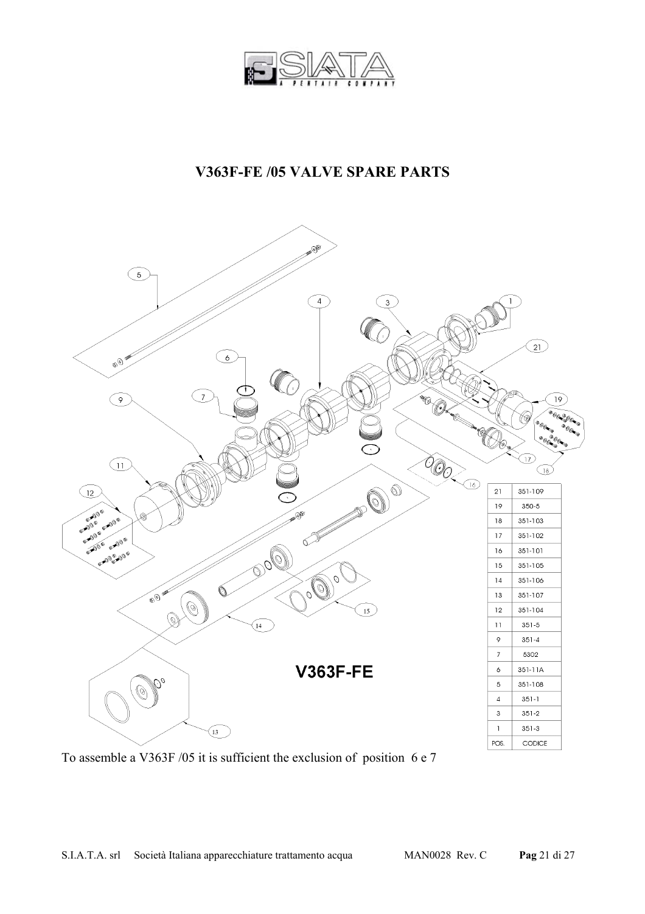# V363F-FE /05 VALVE SPARE PARTS

V363F-FE

| POS. | CODICE |
|---|---|
| 21 | 351-109 |
| 19 | 350-5 |
| 18 | 351-103 |
| 17 | 351-102 |
| 16 | 351-101 |
| 15 | 351-105 |
| 14 | 351-106 |
| 13 | 351-107 |
| 12 | 351-104 |
| 11 | 351-5 |
| 9 | 351-4 |
| 7 | 5302 |
| 6 | 351-11A |
| 5 | 351-108 |
| 4 | 351-1 |
| 3 | 351-2 |
| 1 | 351-3 |

To assemble a V363F /05 it is sufficient the exclusion of position 6 e 7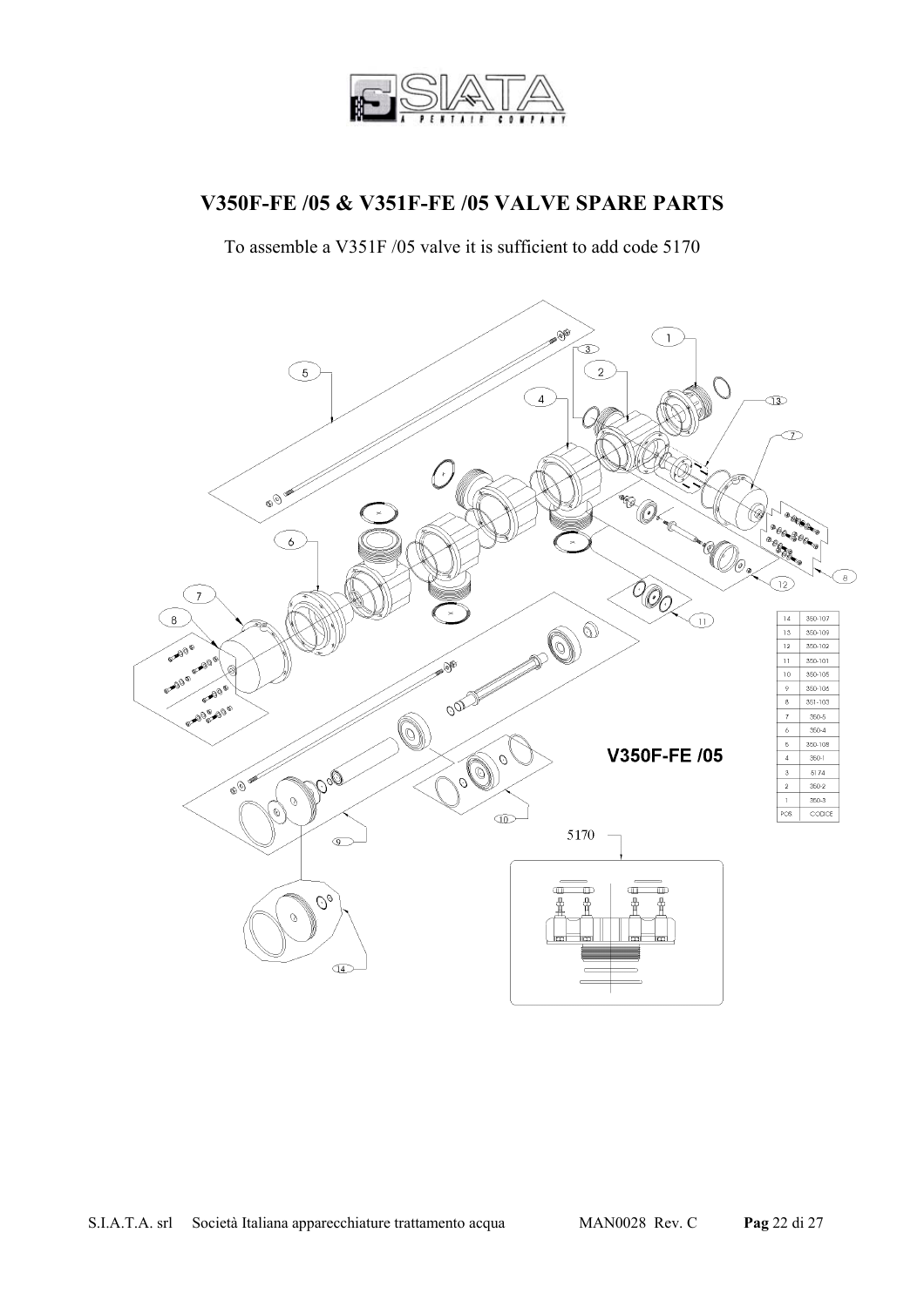## V350F-FE /05 & V351F-FE /05 VALVE SPARE PARTS

To assemble a V351F /05 valve it is sufficient to add code 5170

| POS | CODICE |
|---|---|
| 14 | 350-107 |
| 13 | 350-109 |
| 12 | 350-102 |
| 11 | 350-101 |
| 10 | 350-105 |
| 9 | 350-106 |
| 8 | 351-103 |
| 7 | 350-5 |
| 6 | 350-4 |
| 5 | 350-108 |
| 4 | 350-1 |
| 3 | 5174 |
| 2 | 350-2 |
| 1 | 350-3 |

V350F-FE /05

5170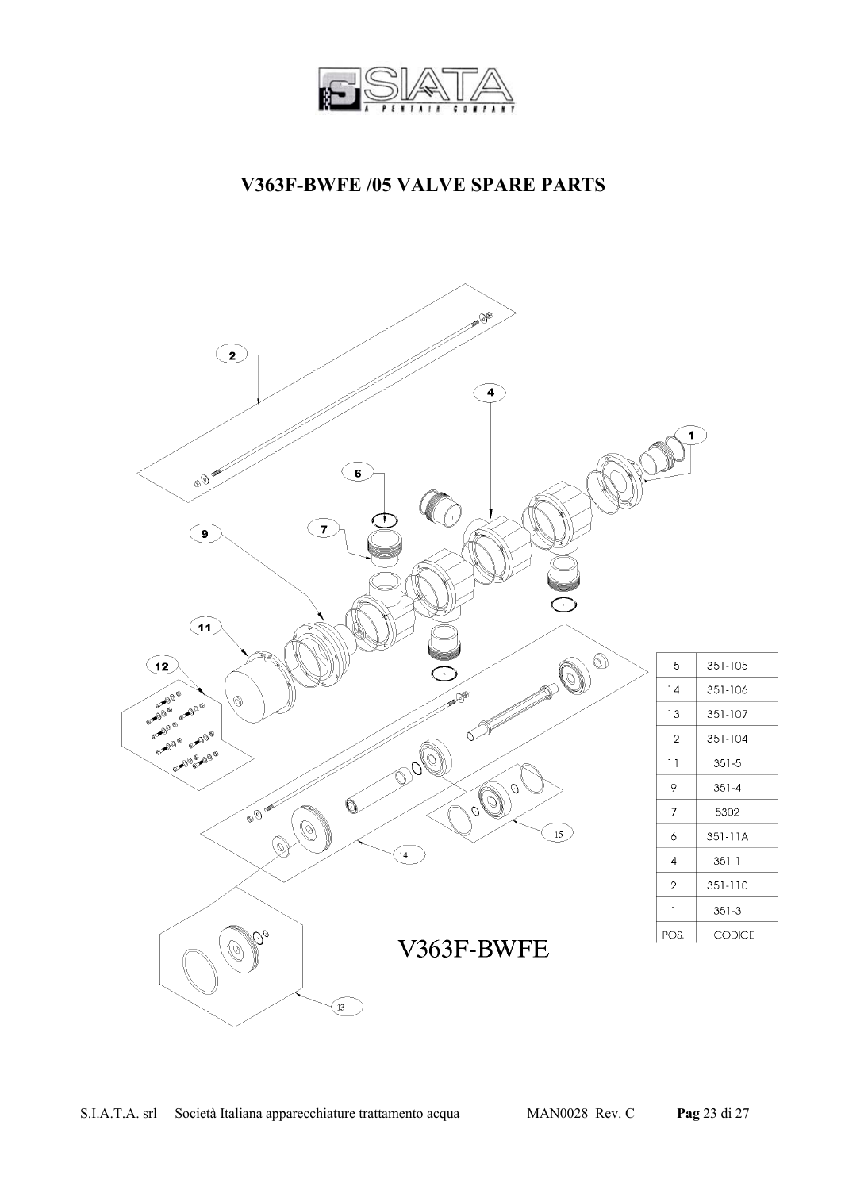# V363F-BWFE /05 VALVE SPARE PARTS

| POS. | CODICE |
|---|---|
| 15 | 351-105 |
| 14 | 351-106 |
| 13 | 351-107 |
| 12 | 351-104 |
| 11 | 351-5 |
| 9 | 351-4 |
| 7 | 5302 |
| 6 | 351-11A |
| 4 | 351-1 |
| 2 | 351-110 |
| 1 | 351-3 |

V363F-BWFE

S.I.A.T.A. srl Società Italiana apparecchiature trattamento acqua MAN0028 Rev. C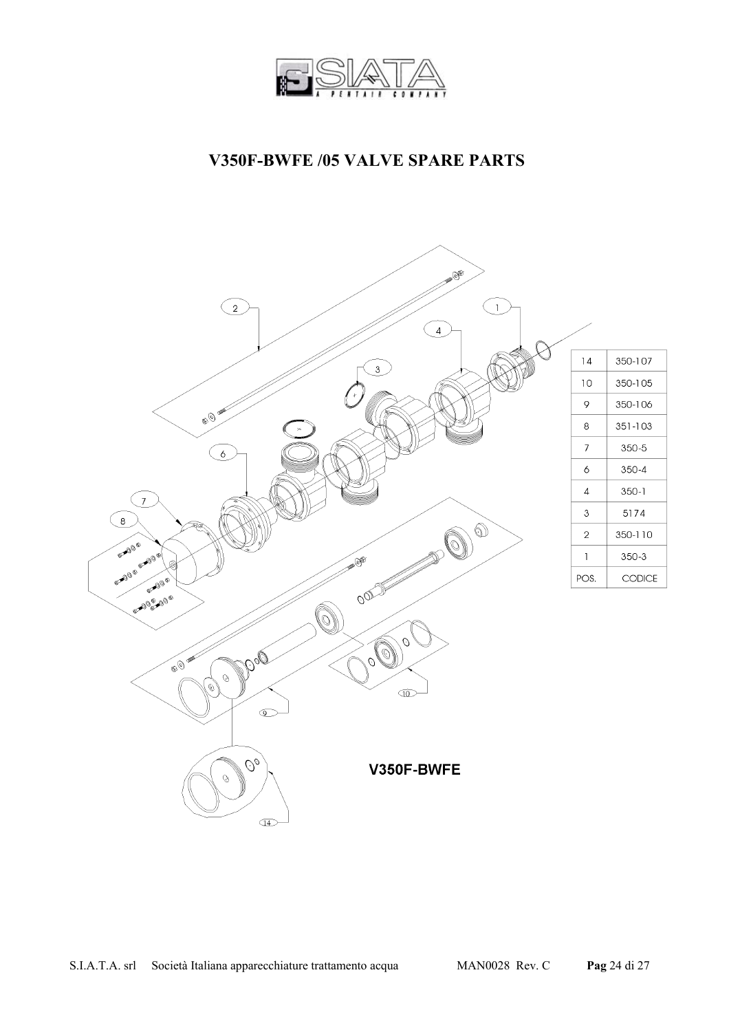# V350F-BWFE /05 VALVE SPARE PARTS

| POS. | CODICE |
|---|---|
| 14 | 350-107 |
| 10 | 350-105 |
| 9 | 350-106 |
| 8 | 351-103 |
| 7 | 350-5 |
| 6 | 350-4 |
| 4 | 350-1 |
| 3 | 5174 |
| 2 | 350-110 |
| 1 | 350-3 |

V350F-BWFE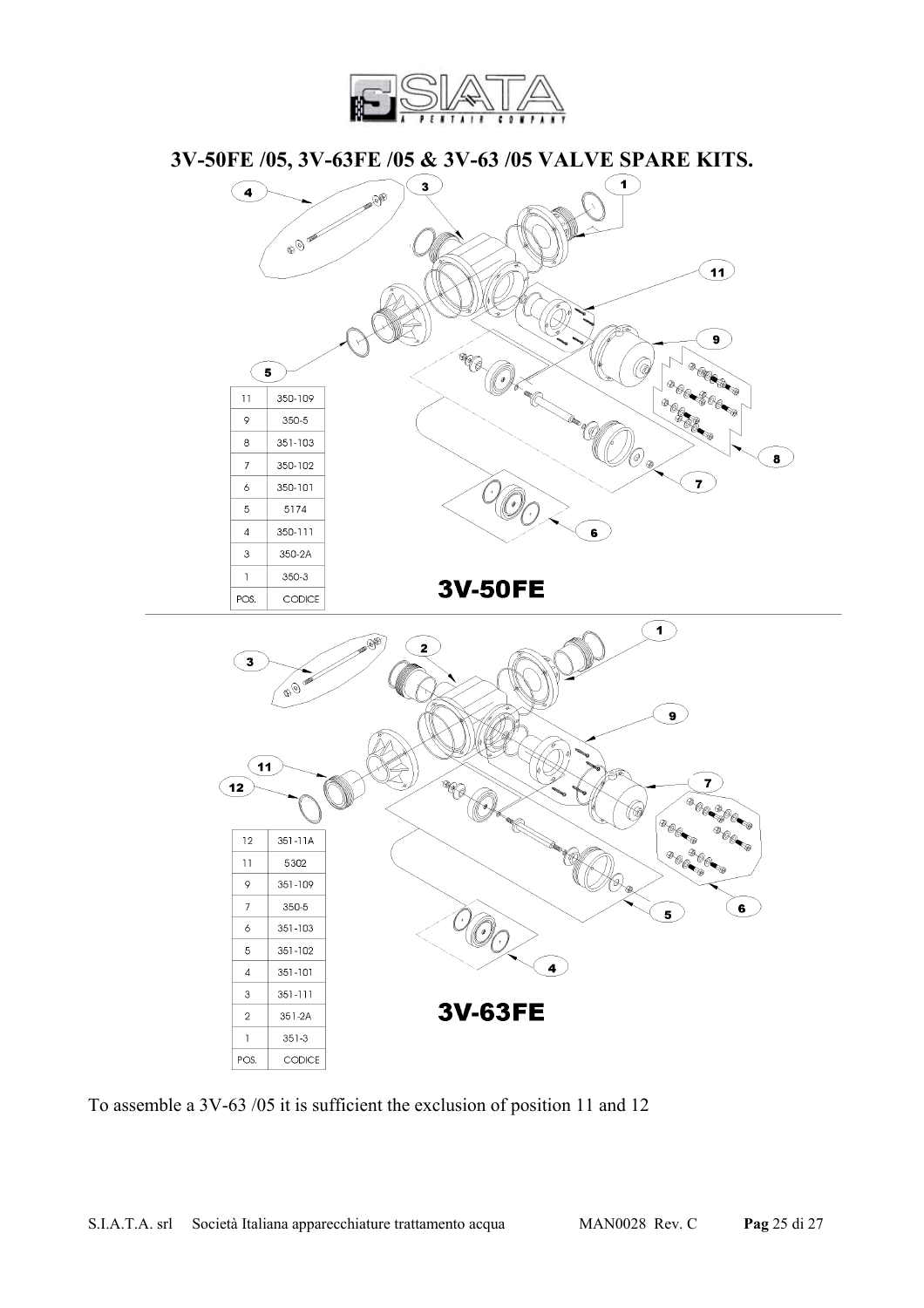# 3V-50FE /05, 3V-63FE /05 & 3V-63 /05 VALVE SPARE KITS.

| POS. | CODICE |
|---|---|
| 11 | 350-109 |
| 9 | 350-5 |
| 8 | 351-103 |
| 7 | 350-102 |
| 6 | 350-101 |
| 5 | 5174 |
| 4 | 350-111 |
| 3 | 350-2A |
| 1 | 350-3 |

**3V-50FE**

| POS. | CODICE |
|---|---|
| 12 | 351-11A |
| 11 | 5302 |
| 9 | 351-109 |
| 7 | 350-5 |
| 6 | 351-103 |
| 5 | 351-102 |
| 4 | 351-101 |
| 3 | 351-111 |
| 2 | 351-2A |
| 1 | 351-3 |

**3V-63FE**

To assemble a 3V-63 /05 it is sufficient the exclusion of position 11 and 12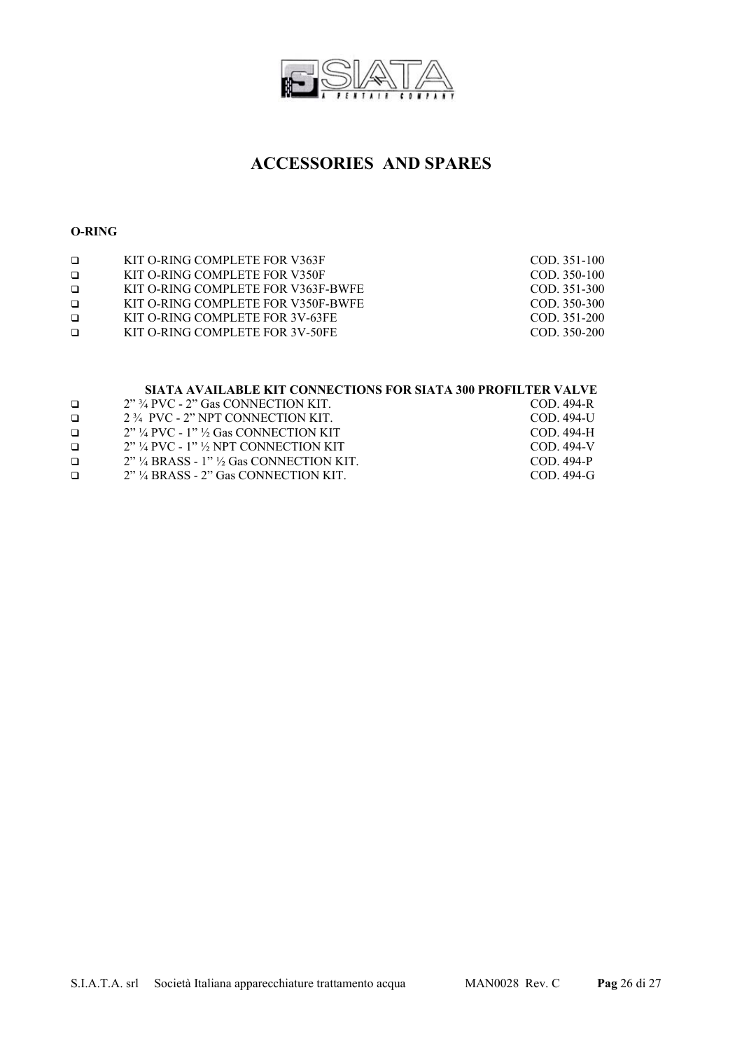# ACCESSORIES AND SPARES

**O-RING**

- KIT O-RING COMPLETE FOR V363F — COD. 351-100
- KIT O-RING COMPLETE FOR V350F — COD. 350-100
- KIT O-RING COMPLETE FOR V363F-BWFE — COD. 351-300
- KIT O-RING COMPLETE FOR V350F-BWFE — COD. 350-300
- KIT O-RING COMPLETE FOR 3V-63FE — COD. 351-200
- KIT O-RING COMPLETE FOR 3V-50FE — COD. 350-200

**SIATA AVAILABLE KIT CONNECTIONS FOR SIATA 300 PROFILTER VALVE**

- 2” ¾ PVC - 2” Gas CONNECTION KIT. — COD. 494-R
- 2 ¾ PVC - 2” NPT CONNECTION KIT. — COD. 494-U
- 2” ¼ PVC - 1” ½ Gas CONNECTION KIT — COD. 494-H
- 2” ¼ PVC - 1” ½ NPT CONNECTION KIT — COD. 494-V
- 2” ¼ BRASS - 1” ½ Gas CONNECTION KIT. — COD. 494-P
- 2” ¼ BRASS - 2” Gas CONNECTION KIT. — COD. 494-G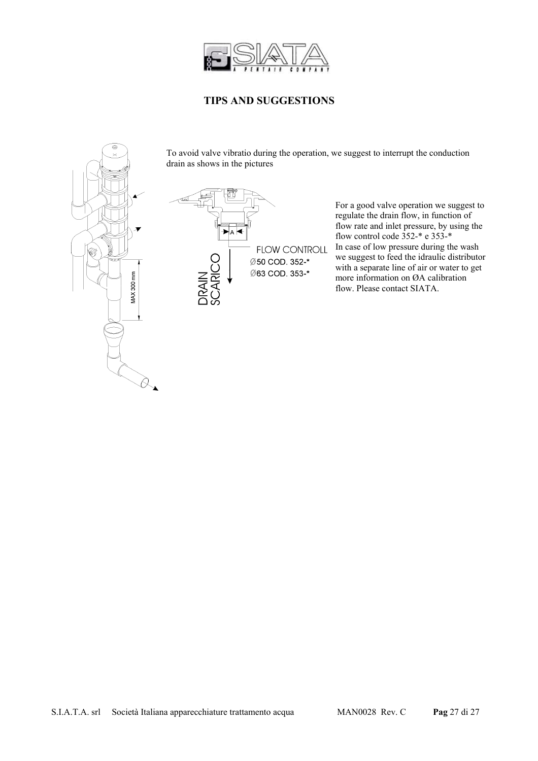# TIPS AND SUGGESTIONS

To avoid valve vibratio during the operation, we suggest to interrupt the conduction drain as shows in the pictures

MAX 300 mm

A

FLOW CONTROLL

Ø50 COD. 352-*

Ø63 COD. 353-*

DRAIN
SCARICO

For a good valve operation we suggest to regulate the drain flow, in function of flow rate and inlet pressure, by using the flow control code 352-* e 353-*
In case of low pressure during the wash we suggest to feed the idraulic distributor with a separate line of air or water to get more information on ØA calibration flow. Please contact SIATA.